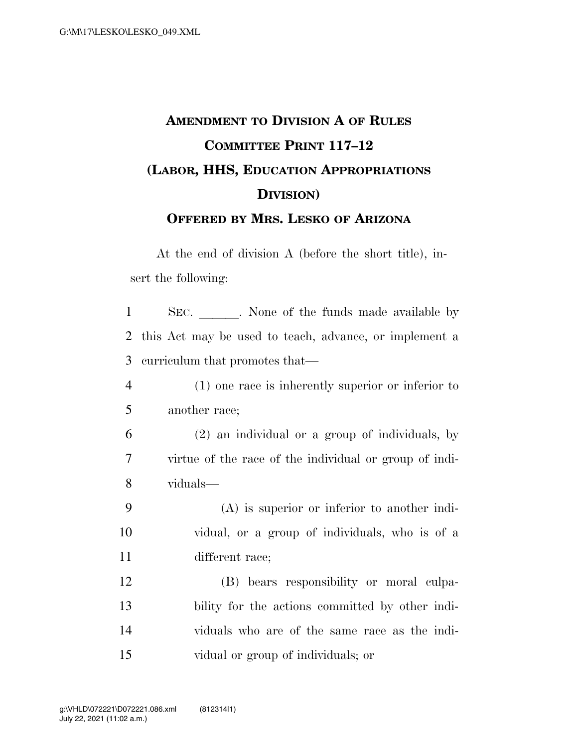# AMENDMENT TO DIVISION A OF RULES COMMITTEE PRINT 117–12 (LABOR, HHS, EDUCATION APPROPRIATIONS DIVISION)

## OFFERED BY MRS. LESKO OF ARIZONA

At the end of division A (before the short title), insert the following:

SEC. \_\_\_\_\_\_. None of the funds made available by this Act may be used to teach, advance, or implement a curriculum that promotes that—

(1) one race is inherently superior or inferior to another race;

(2) an individual or a group of individuals, by virtue of the race of the individual or group of individuals—

(A) is superior or inferior to another individual, or a group of individuals, who is of a different race;

(B) bears responsibility or moral culpability for the actions committed by other individuals who are of the same race as the individual or group of individuals; or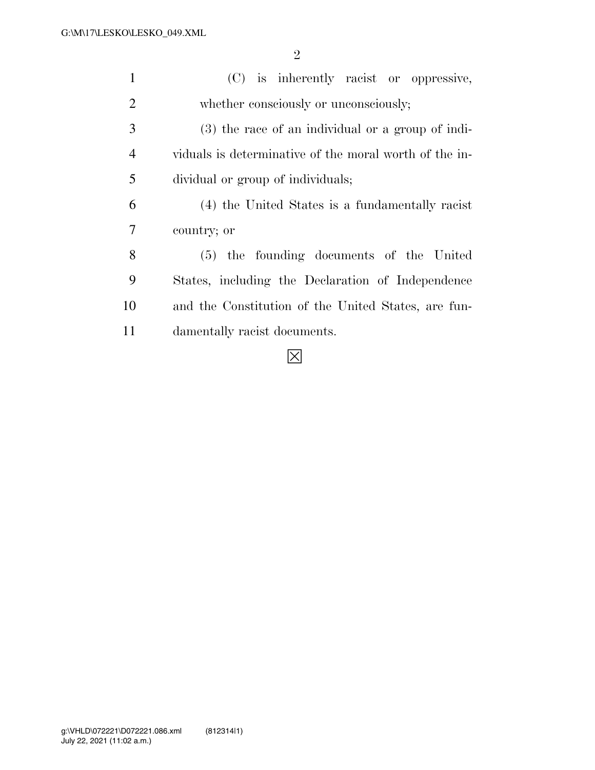(C) is inherently racist or oppressive, whether consciously or unconsciously;

(3) the race of an individual or a group of individuals is determinative of the moral worth of the individual or group of individuals;

(4) the United States is a fundamentally racist country; or

(5) the founding documents of the United States, including the Declaration of Independence and the Constitution of the United States, are fundamentally racist documents.